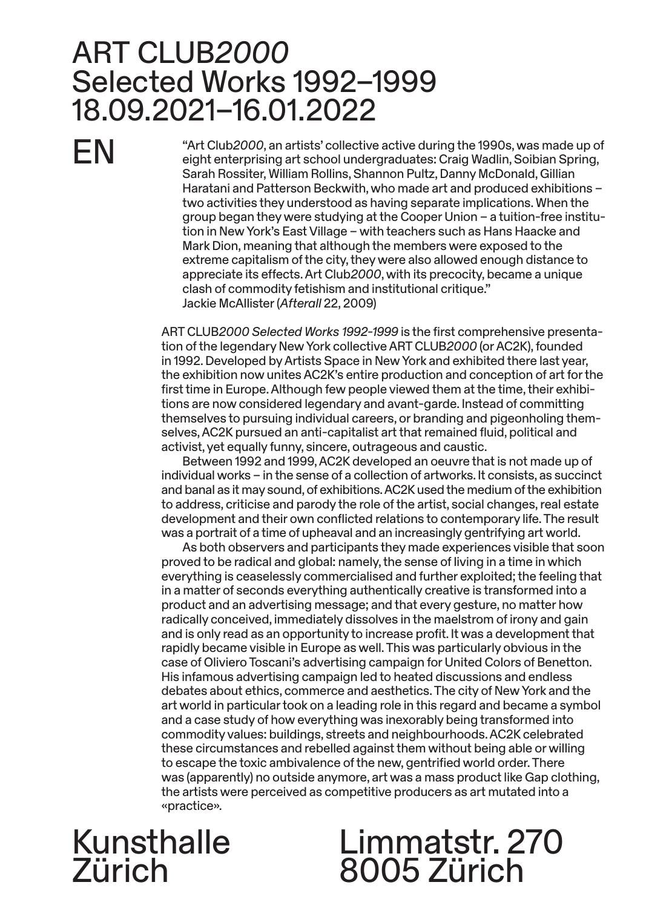# ART CLUB*2000*
# Selected Works 1992–1999
# 18.09.2021–16.01.2022

## EN

"Art Club*2000*, an artists' collective active during the 1990s, was made up of eight enterprising art school undergraduates: Craig Wadlin, Soibian Spring, Sarah Rossiter, William Rollins, Shannon Pultz, Danny McDonald, Gillian Haratani and Patterson Beckwith, who made art and produced exhibitions – two activities they understood as having separate implications. When the group began they were studying at the Cooper Union – a tuition-free institution in New York's East Village – with teachers such as Hans Haacke and Mark Dion, meaning that although the members were exposed to the extreme capitalism of the city, they were also allowed enough distance to appreciate its effects. Art Club*2000*, with its precocity, became a unique clash of commodity fetishism and institutional critique."
Jackie McAllister (*Afterall* 22, 2009)

ART CLUB*2000 Selected Works 1992-1999* is the first comprehensive presentation of the legendary New York collective ART CLUB*2000* (or AC2K), founded in 1992. Developed by Artists Space in New York and exhibited there last year, the exhibition now unites AC2K's entire production and conception of art for the first time in Europe. Although few people viewed them at the time, their exhibitions are now considered legendary and avant-garde. Instead of committing themselves to pursuing individual careers, or branding and pigeonholing themselves, AC2K pursued an anti-capitalist art that remained fluid, political and activist, yet equally funny, sincere, outrageous and caustic.

Between 1992 and 1999, AC2K developed an oeuvre that is not made up of individual works – in the sense of a collection of artworks. It consists, as succinct and banal as it may sound, of exhibitions. AC2K used the medium of the exhibition to address, criticise and parody the role of the artist, social changes, real estate development and their own conflicted relations to contemporary life. The result was a portrait of a time of upheaval and an increasingly gentrifying art world.

As both observers and participants they made experiences visible that soon proved to be radical and global: namely, the sense of living in a time in which everything is ceaselessly commercialised and further exploited; the feeling that in a matter of seconds everything authentically creative is transformed into a product and an advertising message; and that every gesture, no matter how radically conceived, immediately dissolves in the maelstrom of irony and gain and is only read as an opportunity to increase profit. It was a development that rapidly became visible in Europe as well. This was particularly obvious in the case of Oliviero Toscani's advertising campaign for United Colors of Benetton. His infamous advertising campaign led to heated discussions and endless debates about ethics, commerce and aesthetics. The city of New York and the art world in particular took on a leading role in this regard and became a symbol and a case study of how everything was inexorably being transformed into commodity values: buildings, streets and neighbourhoods. AC2K celebrated these circumstances and rebelled against them without being able or willing to escape the toxic ambivalence of the new, gentrified world order. There was (apparently) no outside anymore, art was a mass product like Gap clothing, the artists were perceived as competitive producers as art mutated into a «practice».

Kunsthalle Zürich
Limmatstr. 270
8005 Zürich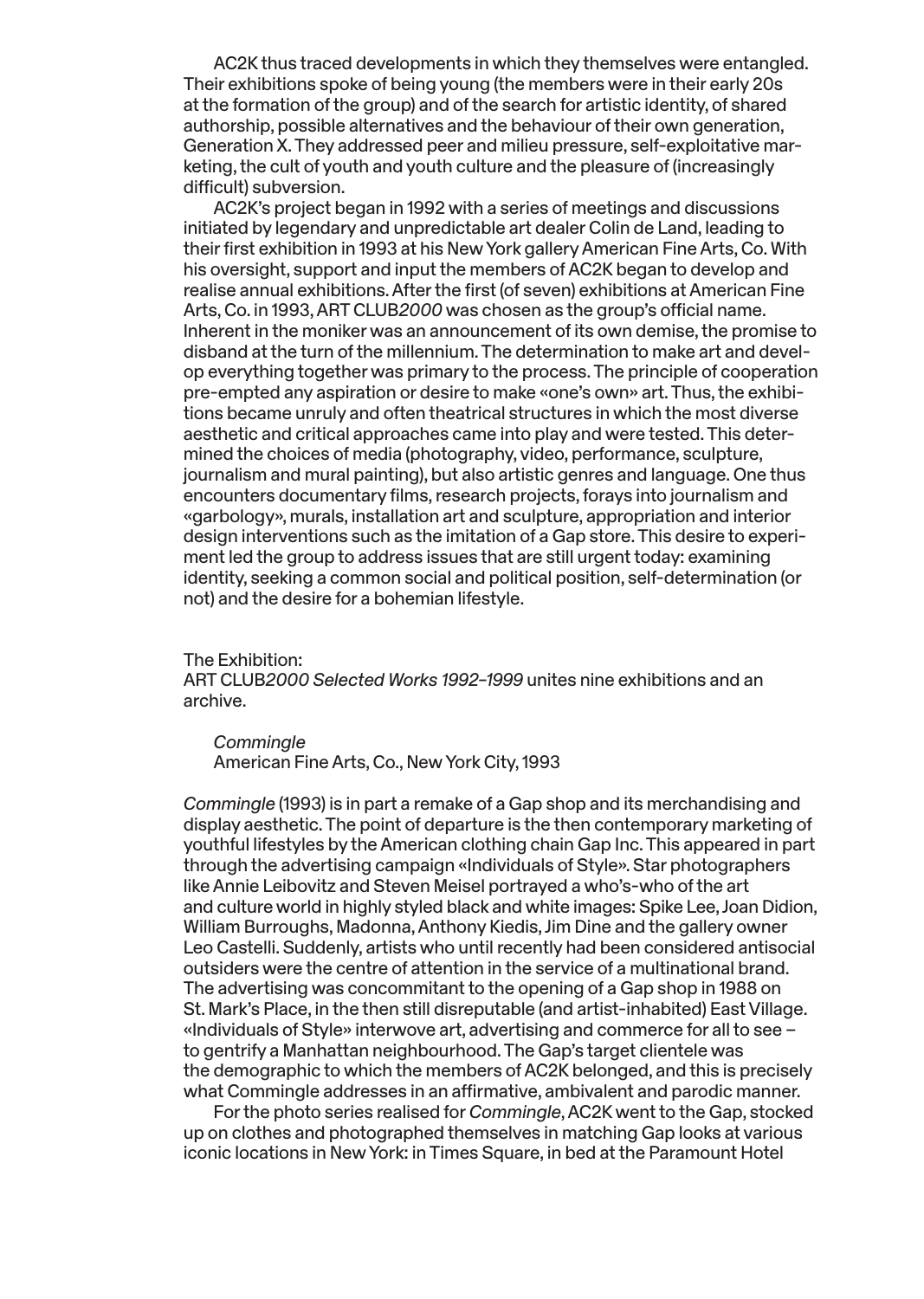AC2K thus traced developments in which they themselves were entangled. Their exhibitions spoke of being young (the members were in their early 20s at the formation of the group) and of the search for artistic identity, of shared authorship, possible alternatives and the behaviour of their own generation, Generation X. They addressed peer and milieu pressure, self-exploitative marketing, the cult of youth and youth culture and the pleasure of (increasingly difficult) subversion.

AC2K's project began in 1992 with a series of meetings and discussions initiated by legendary and unpredictable art dealer Colin de Land, leading to their first exhibition in 1993 at his New York gallery American Fine Arts, Co. With his oversight, support and input the members of AC2K began to develop and realise annual exhibitions. After the first (of seven) exhibitions at American Fine Arts, Co. in 1993, ART CLUB*2000* was chosen as the group's official name. Inherent in the moniker was an announcement of its own demise, the promise to disband at the turn of the millennium. The determination to make art and develop everything together was primary to the process. The principle of cooperation pre-empted any aspiration or desire to make «one's own» art. Thus, the exhibitions became unruly and often theatrical structures in which the most diverse aesthetic and critical approaches came into play and were tested. This determined the choices of media (photography, video, performance, sculpture, journalism and mural painting), but also artistic genres and language. One thus encounters documentary films, research projects, forays into journalism and «garbology», murals, installation art and sculpture, appropriation and interior design interventions such as the imitation of a Gap store. This desire to experiment led the group to address issues that are still urgent today: examining identity, seeking a common social and political position, self-determination (or not) and the desire for a bohemian lifestyle.

The Exhibition:
ART CLUB*2000 Selected Works 1992–1999* unites nine exhibitions and an archive.

*Commingle*
American Fine Arts, Co., New York City, 1993

*Commingle* (1993) is in part a remake of a Gap shop and its merchandising and display aesthetic. The point of departure is the then contemporary marketing of youthful lifestyles by the American clothing chain Gap Inc. This appeared in part through the advertising campaign «Individuals of Style». Star photographers like Annie Leibovitz and Steven Meisel portrayed a who's-who of the art and culture world in highly styled black and white images: Spike Lee, Joan Didion, William Burroughs, Madonna, Anthony Kiedis, Jim Dine and the gallery owner Leo Castelli. Suddenly, artists who until recently had been considered antisocial outsiders were the centre of attention in the service of a multinational brand. The advertising was concommitant to the opening of a Gap shop in 1988 on St. Mark's Place, in the then still disreputable (and artist-inhabited) East Village. «Individuals of Style» interwove art, advertising and commerce for all to see – to gentrify a Manhattan neighbourhood. The Gap's target clientele was the demographic to which the members of AC2K belonged, and this is precisely what Commingle addresses in an affirmative, ambivalent and parodic manner.

For the photo series realised for *Commingle*, AC2K went to the Gap, stocked up on clothes and photographed themselves in matching Gap looks at various iconic locations in New York: in Times Square, in bed at the Paramount Hotel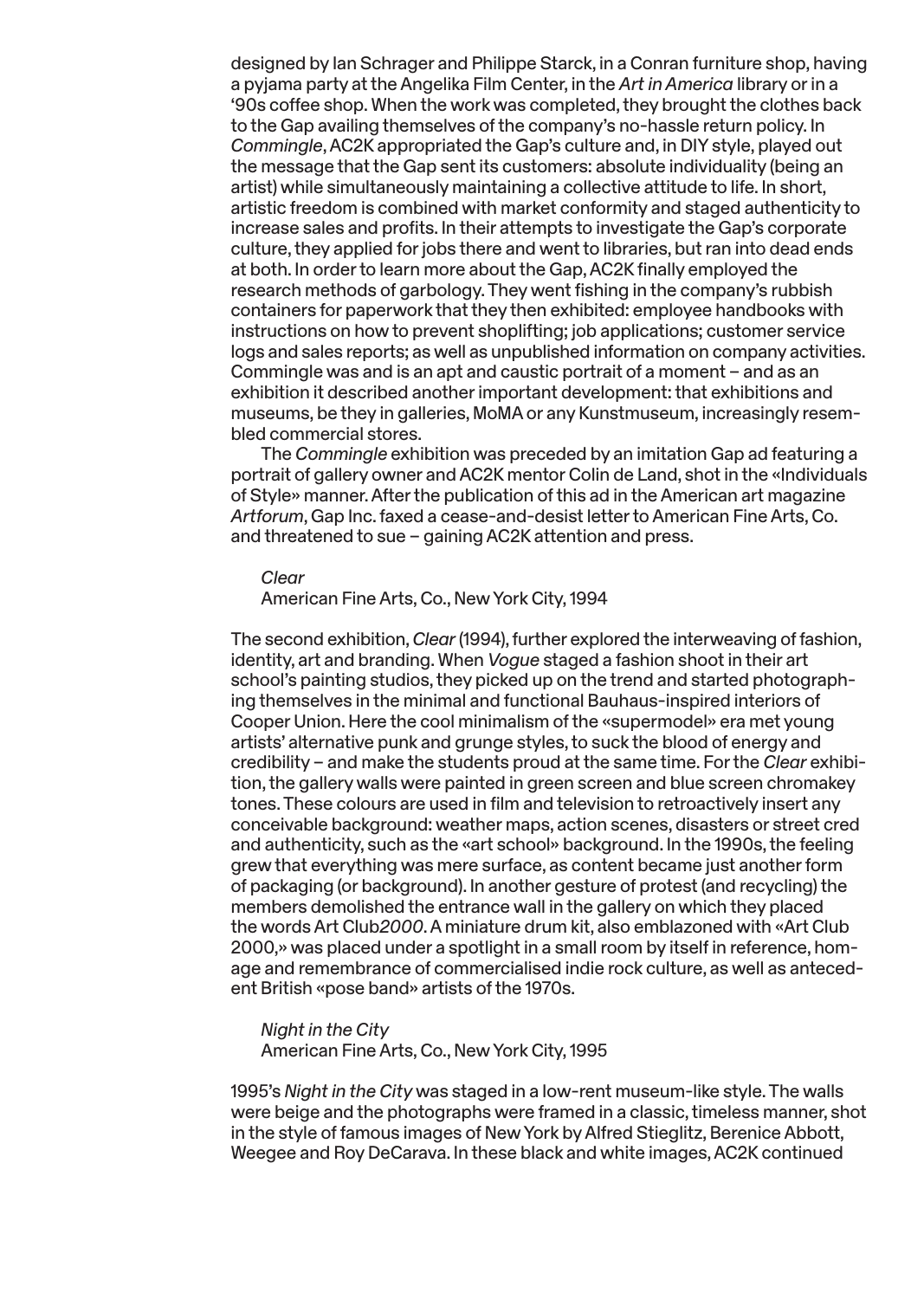designed by Ian Schrager and Philippe Starck, in a Conran furniture shop, having a pyjama party at the Angelika Film Center, in the *Art in America* library or in a '90s coffee shop. When the work was completed, they brought the clothes back to the Gap availing themselves of the company's no-hassle return policy. In *Commingle*, AC2K appropriated the Gap's culture and, in DIY style, played out the message that the Gap sent its customers: absolute individuality (being an artist) while simultaneously maintaining a collective attitude to life. In short, artistic freedom is combined with market conformity and staged authenticity to increase sales and profits. In their attempts to investigate the Gap's corporate culture, they applied for jobs there and went to libraries, but ran into dead ends at both. In order to learn more about the Gap, AC2K finally employed the research methods of garbology. They went fishing in the company's rubbish containers for paperwork that they then exhibited: employee handbooks with instructions on how to prevent shoplifting; job applications; customer service logs and sales reports; as well as unpublished information on company activities. Commingle was and is an apt and caustic portrait of a moment – and as an exhibition it described another important development: that exhibitions and museums, be they in galleries, MoMA or any Kunstmuseum, increasingly resembled commercial stores.

The *Commingle* exhibition was preceded by an imitation Gap ad featuring a portrait of gallery owner and AC2K mentor Colin de Land, shot in the «Individuals of Style» manner. After the publication of this ad in the American art magazine *Artforum*, Gap Inc. faxed a cease-and-desist letter to American Fine Arts, Co. and threatened to sue – gaining AC2K attention and press.

*Clear*
American Fine Arts, Co., New York City, 1994

The second exhibition, *Clear* (1994), further explored the interweaving of fashion, identity, art and branding. When *Vogue* staged a fashion shoot in their art school's painting studios, they picked up on the trend and started photographing themselves in the minimal and functional Bauhaus-inspired interiors of Cooper Union. Here the cool minimalism of the «supermodel» era met young artists' alternative punk and grunge styles, to suck the blood of energy and credibility – and make the students proud at the same time. For the *Clear* exhibition, the gallery walls were painted in green screen and blue screen chromakey tones. These colours are used in film and television to retroactively insert any conceivable background: weather maps, action scenes, disasters or street cred and authenticity, such as the «art school» background. In the 1990s, the feeling grew that everything was mere surface, as content became just another form of packaging (or background). In another gesture of protest (and recycling) the members demolished the entrance wall in the gallery on which they placed the words Art Club*2000*. A miniature drum kit, also emblazoned with «Art Club 2000,» was placed under a spotlight in a small room by itself in reference, homage and remembrance of commercialised indie rock culture, as well as antecedent British «pose band» artists of the 1970s.

*Night in the City*
American Fine Arts, Co., New York City, 1995

1995's *Night in the City* was staged in a low-rent museum-like style. The walls were beige and the photographs were framed in a classic, timeless manner, shot in the style of famous images of New York by Alfred Stieglitz, Berenice Abbott, Weegee and Roy DeCarava. In these black and white images, AC2K continued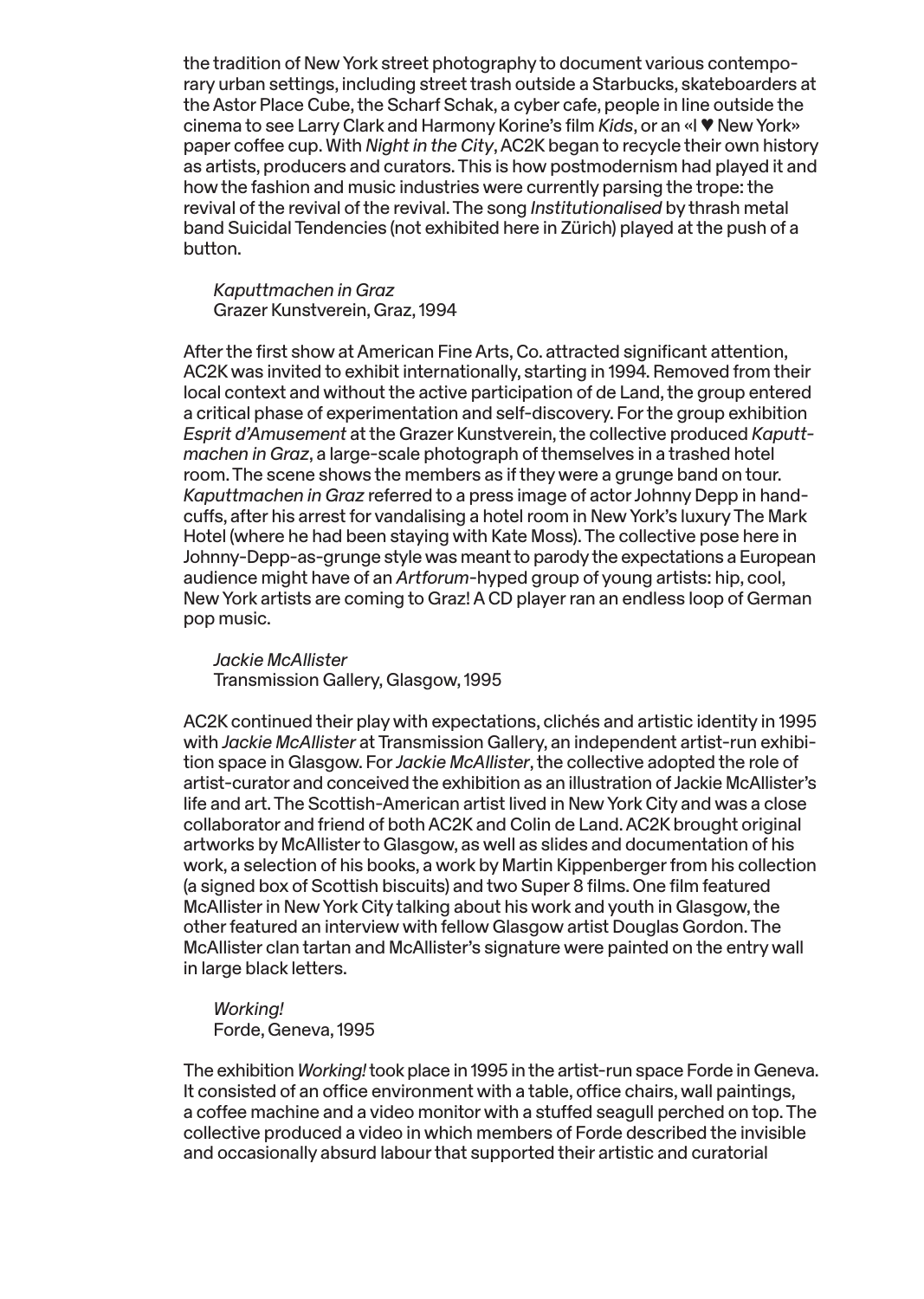the tradition of New York street photography to document various contemporary urban settings, including street trash outside a Starbucks, skateboarders at the Astor Place Cube, the Scharf Schak, a cyber cafe, people in line outside the cinema to see Larry Clark and Harmony Korine's film *Kids*, or an «I ♥ New York» paper coffee cup. With *Night in the City*, AC2K began to recycle their own history as artists, producers and curators. This is how postmodernism had played it and how the fashion and music industries were currently parsing the trope: the revival of the revival of the revival. The song *Institutionalised* by thrash metal band Suicidal Tendencies (not exhibited here in Zürich) played at the push of a button.

*Kaputtmachen in Graz*
Grazer Kunstverein, Graz, 1994

After the first show at American Fine Arts, Co. attracted significant attention, AC2K was invited to exhibit internationally, starting in 1994. Removed from their local context and without the active participation of de Land, the group entered a critical phase of experimentation and self-discovery. For the group exhibition *Esprit d'Amusement* at the Grazer Kunstverein, the collective produced *Kaputtmachen in Graz*, a large-scale photograph of themselves in a trashed hotel room. The scene shows the members as if they were a grunge band on tour. *Kaputtmachen in Graz* referred to a press image of actor Johnny Depp in handcuffs, after his arrest for vandalising a hotel room in New York's luxury The Mark Hotel (where he had been staying with Kate Moss). The collective pose here in Johnny-Depp-as-grunge style was meant to parody the expectations a European audience might have of an *Artforum*-hyped group of young artists: hip, cool, New York artists are coming to Graz! A CD player ran an endless loop of German pop music.

*Jackie McAllister*
Transmission Gallery, Glasgow, 1995

AC2K continued their play with expectations, clichés and artistic identity in 1995 with *Jackie McAllister* at Transmission Gallery, an independent artist-run exhibition space in Glasgow. For *Jackie McAllister*, the collective adopted the role of artist-curator and conceived the exhibition as an illustration of Jackie McAllister's life and art. The Scottish-American artist lived in New York City and was a close collaborator and friend of both AC2K and Colin de Land. AC2K brought original artworks by McAllister to Glasgow, as well as slides and documentation of his work, a selection of his books, a work by Martin Kippenberger from his collection (a signed box of Scottish biscuits) and two Super 8 films. One film featured McAllister in New York City talking about his work and youth in Glasgow, the other featured an interview with fellow Glasgow artist Douglas Gordon. The McAllister clan tartan and McAllister's signature were painted on the entry wall in large black letters.

*Working!*
Forde, Geneva, 1995

The exhibition *Working!* took place in 1995 in the artist-run space Forde in Geneva. It consisted of an office environment with a table, office chairs, wall paintings, a coffee machine and a video monitor with a stuffed seagull perched on top. The collective produced a video in which members of Forde described the invisible and occasionally absurd labour that supported their artistic and curatorial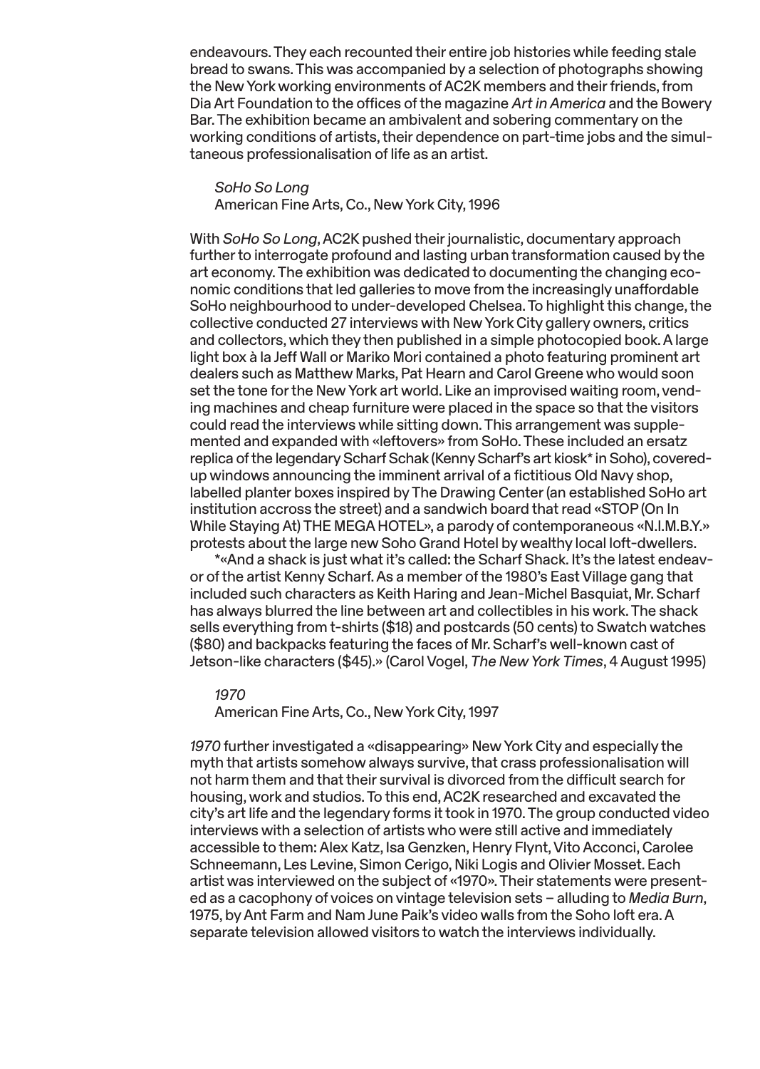endeavours. They each recounted their entire job histories while feeding stale bread to swans. This was accompanied by a selection of photographs showing the New York working environments of AC2K members and their friends, from Dia Art Foundation to the offices of the magazine *Art in America* and the Bowery Bar. The exhibition became an ambivalent and sobering commentary on the working conditions of artists, their dependence on part-time jobs and the simultaneous professionalisation of life as an artist.

*SoHo So Long*
American Fine Arts, Co., New York City, 1996

With *SoHo So Long*, AC2K pushed their journalistic, documentary approach further to interrogate profound and lasting urban transformation caused by the art economy. The exhibition was dedicated to documenting the changing economic conditions that led galleries to move from the increasingly unaffordable SoHo neighbourhood to under-developed Chelsea. To highlight this change, the collective conducted 27 interviews with New York City gallery owners, critics and collectors, which they then published in a simple photocopied book. A large light box à la Jeff Wall or Mariko Mori contained a photo featuring prominent art dealers such as Matthew Marks, Pat Hearn and Carol Greene who would soon set the tone for the New York art world. Like an improvised waiting room, vending machines and cheap furniture were placed in the space so that the visitors could read the interviews while sitting down. This arrangement was supplemented and expanded with «leftovers» from SoHo. These included an ersatz replica of the legendary Scharf Schak (Kenny Scharf's art kiosk* in Soho), covered-up windows announcing the imminent arrival of a fictitious Old Navy shop, labelled planter boxes inspired by The Drawing Center (an established SoHo art institution accross the street) and a sandwich board that read «STOP (On In While Staying At) THE MEGA HOTEL», a parody of contemporaneous «N.I.M.B.Y.» protests about the large new Soho Grand Hotel by wealthy local loft-dwellers.

*«And a shack is just what it's called: the Scharf Shack. It's the latest endeavor of the artist Kenny Scharf. As a member of the 1980's East Village gang that included such characters as Keith Haring and Jean-Michel Basquiat, Mr. Scharf has always blurred the line between art and collectibles in his work. The shack sells everything from t-shirts ($18) and postcards (50 cents) to Swatch watches ($80) and backpacks featuring the faces of Mr. Scharf's well-known cast of Jetson-like characters ($45).» (Carol Vogel, *The New York Times*, 4 August 1995)

*1970*
American Fine Arts, Co., New York City, 1997

*1970* further investigated a «disappearing» New York City and especially the myth that artists somehow always survive, that crass professionalisation will not harm them and that their survival is divorced from the difficult search for housing, work and studios. To this end, AC2K researched and excavated the city's art life and the legendary forms it took in 1970. The group conducted video interviews with a selection of artists who were still active and immediately accessible to them: Alex Katz, Isa Genzken, Henry Flynt, Vito Acconci, Carolee Schneemann, Les Levine, Simon Cerigo, Niki Logis and Olivier Mosset. Each artist was interviewed on the subject of «1970». Their statements were presented as a cacophony of voices on vintage television sets – alluding to *Media Burn*, 1975, by Ant Farm and Nam June Paik's video walls from the Soho loft era. A separate television allowed visitors to watch the interviews individually.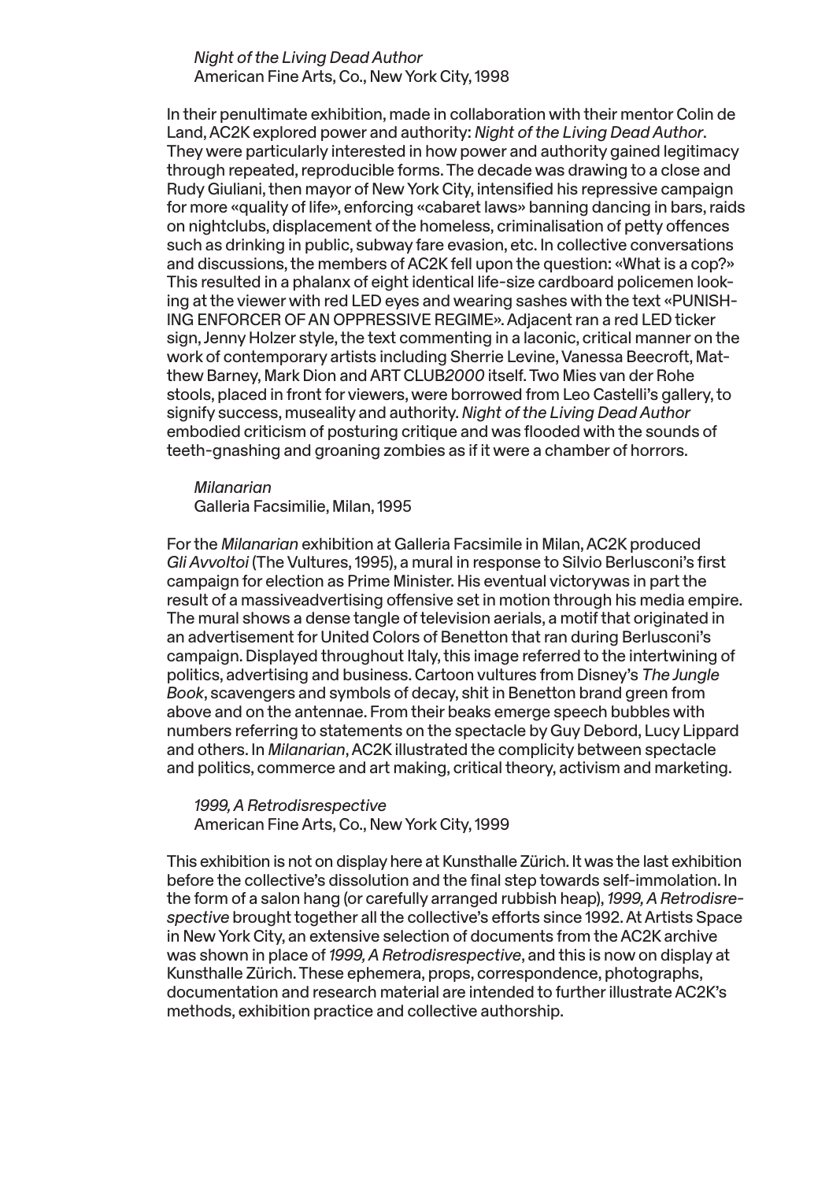*Night of the Living Dead Author*
American Fine Arts, Co., New York City, 1998

In their penultimate exhibition, made in collaboration with their mentor Colin de Land, AC2K explored power and authority: *Night of the Living Dead Author*. They were particularly interested in how power and authority gained legitimacy through repeated, reproducible forms. The decade was drawing to a close and Rudy Giuliani, then mayor of New York City, intensified his repressive campaign for more «quality of life», enforcing «cabaret laws» banning dancing in bars, raids on nightclubs, displacement of the homeless, criminalisation of petty offences such as drinking in public, subway fare evasion, etc. In collective conversations and discussions, the members of AC2K fell upon the question: «What is a cop?» This resulted in a phalanx of eight identical life-size cardboard policemen looking at the viewer with red LED eyes and wearing sashes with the text «PUNISHING ENFORCER OF AN OPPRESSIVE REGIME». Adjacent ran a red LED ticker sign, Jenny Holzer style, the text commenting in a laconic, critical manner on the work of contemporary artists including Sherrie Levine, Vanessa Beecroft, Matthew Barney, Mark Dion and ART CLUB*2000* itself. Two Mies van der Rohe stools, placed in front for viewers, were borrowed from Leo Castelli's gallery, to signify success, museality and authority. *Night of the Living Dead Author* embodied criticism of posturing critique and was flooded with the sounds of teeth-gnashing and groaning zombies as if it were a chamber of horrors.

*Milanarian*
Galleria Facsimilie, Milan, 1995

For the *Milanarian* exhibition at Galleria Facsimile in Milan, AC2K produced *Gli Avvoltoi* (The Vultures, 1995), a mural in response to Silvio Berlusconi's first campaign for election as Prime Minister. His eventual victorywas in part the result of a massiveadvertising offensive set in motion through his media empire. The mural shows a dense tangle of television aerials, a motif that originated in an advertisement for United Colors of Benetton that ran during Berlusconi's campaign. Displayed throughout Italy, this image referred to the intertwining of politics, advertising and business. Cartoon vultures from Disney's *The Jungle Book*, scavengers and symbols of decay, shit in Benetton brand green from above and on the antennae. From their beaks emerge speech bubbles with numbers referring to statements on the spectacle by Guy Debord, Lucy Lippard and others. In *Milanarian*, AC2K illustrated the complicity between spectacle and politics, commerce and art making, critical theory, activism and marketing.

*1999, A Retrodisrespective*
American Fine Arts, Co., New York City, 1999

This exhibition is not on display here at Kunsthalle Zürich. It was the last exhibition before the collective's dissolution and the final step towards self-immolation. In the form of a salon hang (or carefully arranged rubbish heap), *1999, A Retrodisrespective* brought together all the collective's efforts since 1992. At Artists Space in New York City, an extensive selection of documents from the AC2K archive was shown in place of *1999, A Retrodisrespective*, and this is now on display at Kunsthalle Zürich. These ephemera, props, correspondence, photographs, documentation and research material are intended to further illustrate AC2K's methods, exhibition practice and collective authorship.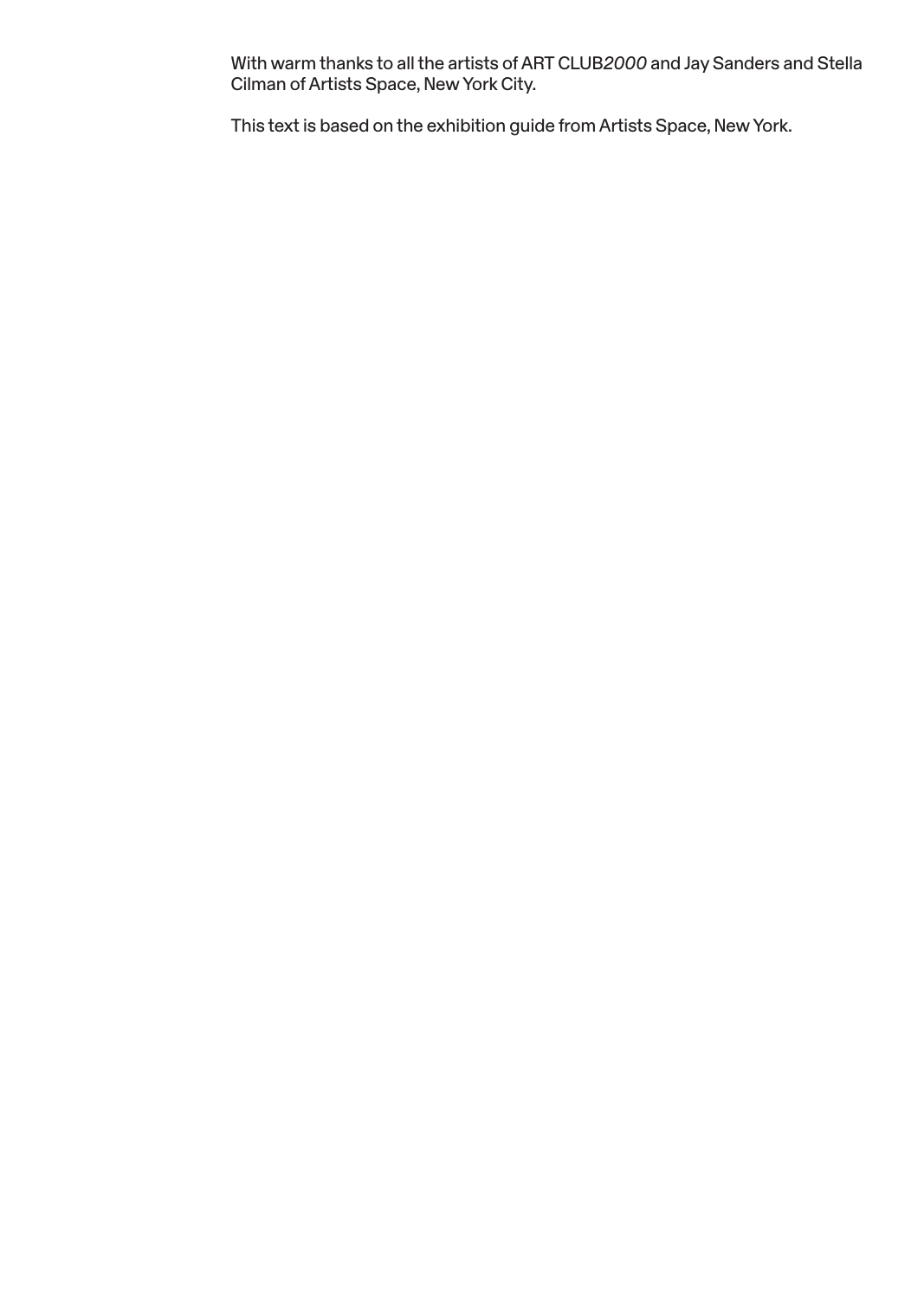With warm thanks to all the artists of ART CLUB*2000* and Jay Sanders and Stella Cilman of Artists Space, New York City.

This text is based on the exhibition guide from Artists Space, New York.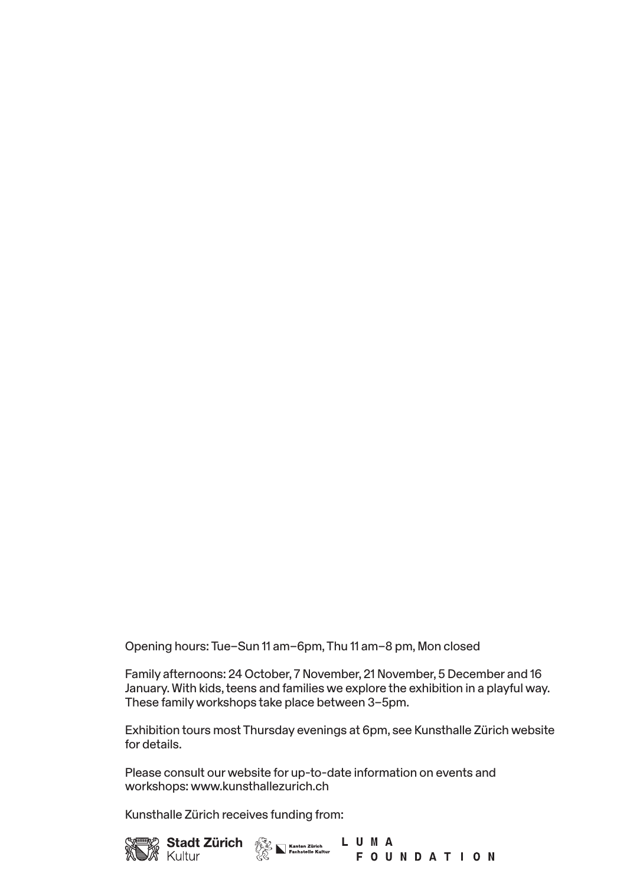Opening hours: Tue–Sun 11 am–6pm, Thu 11 am–8 pm, Mon closed

Family afternoons: 24 October, 7 November, 21 November, 5 December and 16 January. With kids, teens and families we explore the exhibition in a playful way. These family workshops take place between 3–5pm.

Exhibition tours most Thursday evenings at 6pm, see Kunsthalle Zürich website for details.

Please consult our website for up-to-date information on events and workshops: www.kunsthallezurich.ch

Kunsthalle Zürich receives funding from:

Stadt Zürich Kultur

Kanton Zürich Fachstelle Kultur

LUMA FOUNDATION